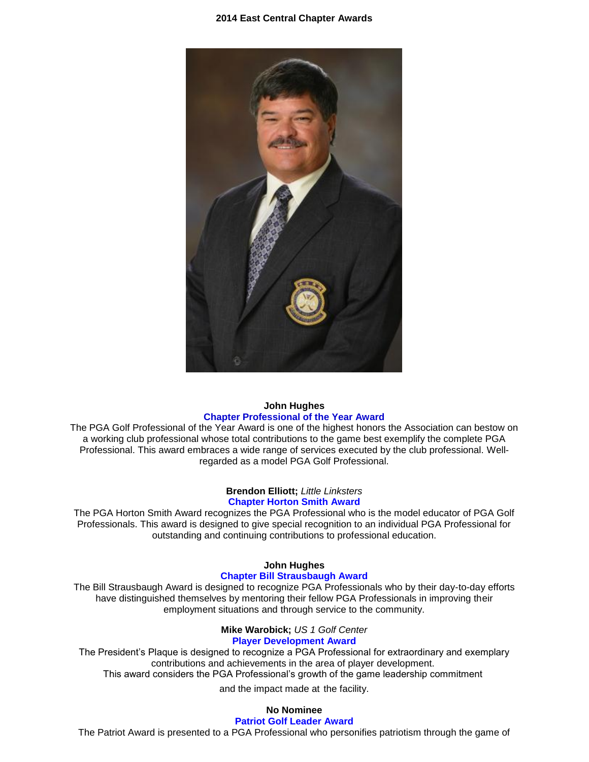## 2014 East Central Chapter Awards

**John Hughes**
**Chapter Professional of the Year Award**
The PGA Golf Professional of the Year Award is one of the highest honors the Association can bestow on a working club professional whose total contributions to the game best exemplify the complete PGA Professional. This award embraces a wide range of services executed by the club professional. Well-regarded as a model PGA Golf Professional.

**Brendon Elliott;** *Little Linksters*
**Chapter Horton Smith Award**
The PGA Horton Smith Award recognizes the PGA Professional who is the model educator of PGA Golf Professionals. This award is designed to give special recognition to an individual PGA Professional for outstanding and continuing contributions to professional education.

**John Hughes**
**Chapter Bill Strausbaugh Award**
The Bill Strausbaugh Award is designed to recognize PGA Professionals who by their day-to-day efforts have distinguished themselves by mentoring their fellow PGA Professionals in improving their employment situations and through service to the community.

**Mike Warobick;** *US 1 Golf Center*
**Player Development Award**
The President's Plaque is designed to recognize a PGA Professional for extraordinary and exemplary contributions and achievements in the area of player development.
This award considers the PGA Professional's growth of the game leadership commitment and the impact made at the facility.

**No Nominee**
**Patriot Golf Leader Award**
The Patriot Award is presented to a PGA Professional who personifies patriotism through the game of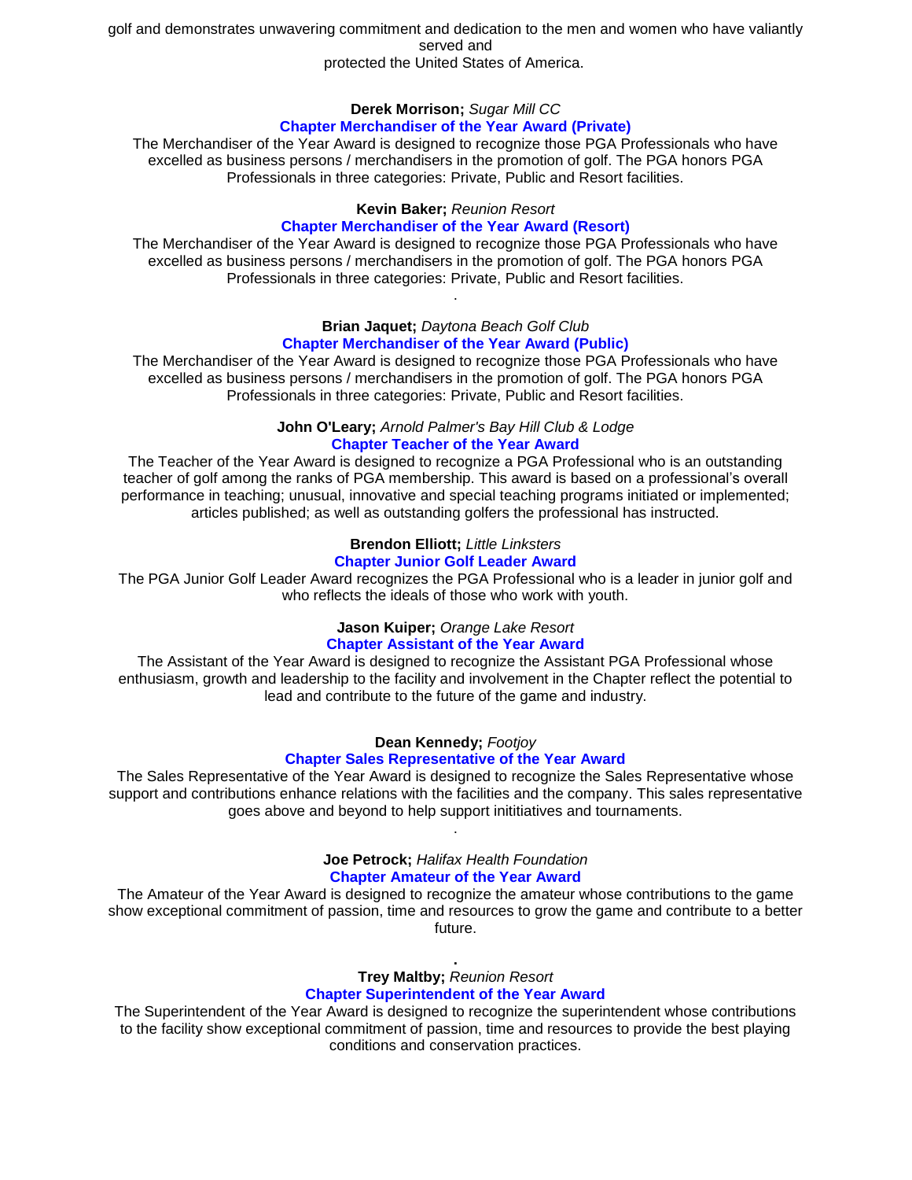golf and demonstrates unwavering commitment and dedication to the men and women who have valiantly served and protected the United States of America.

**Derek Morrison;** *Sugar Mill CC*

**Chapter Merchandiser of the Year Award (Private)**

The Merchandiser of the Year Award is designed to recognize those PGA Professionals who have excelled as business persons / merchandisers in the promotion of golf. The PGA honors PGA Professionals in three categories: Private, Public and Resort facilities.

**Kevin Baker;** *Reunion Resort*

**Chapter Merchandiser of the Year Award (Resort)**

The Merchandiser of the Year Award is designed to recognize those PGA Professionals who have excelled as business persons / merchandisers in the promotion of golf. The PGA honors PGA Professionals in three categories: Private, Public and Resort facilities.

.

**Brian Jaquet;** *Daytona Beach Golf Club*

**Chapter Merchandiser of the Year Award (Public)**

The Merchandiser of the Year Award is designed to recognize those PGA Professionals who have excelled as business persons / merchandisers in the promotion of golf. The PGA honors PGA Professionals in three categories: Private, Public and Resort facilities.

**John O'Leary;** *Arnold Palmer's Bay Hill Club & Lodge*

**Chapter Teacher of the Year Award**

The Teacher of the Year Award is designed to recognize a PGA Professional who is an outstanding teacher of golf among the ranks of PGA membership. This award is based on a professional's overall performance in teaching; unusual, innovative and special teaching programs initiated or implemented; articles published; as well as outstanding golfers the professional has instructed.

**Brendon Elliott;** *Little Linksters*

**Chapter Junior Golf Leader Award**

The PGA Junior Golf Leader Award recognizes the PGA Professional who is a leader in junior golf and who reflects the ideals of those who work with youth.

**Jason Kuiper;** *Orange Lake Resort*

**Chapter Assistant of the Year Award**

The Assistant of the Year Award is designed to recognize the Assistant PGA Professional whose enthusiasm, growth and leadership to the facility and involvement in the Chapter reflect the potential to lead and contribute to the future of the game and industry.

**Dean Kennedy;** *Footjoy*

**Chapter Sales Representative of the Year Award**

The Sales Representative of the Year Award is designed to recognize the Sales Representative whose support and contributions enhance relations with the facilities and the company. This sales representative goes above and beyond to help support inititiatives and tournaments.

.

**Joe Petrock;** *Halifax Health Foundation*

**Chapter Amateur of the Year Award**

The Amateur of the Year Award is designed to recognize the amateur whose contributions to the game show exceptional commitment of passion, time and resources to grow the game and contribute to a better future.

.

**Trey Maltby;** *Reunion Resort*

**Chapter Superintendent of the Year Award**

The Superintendent of the Year Award is designed to recognize the superintendent whose contributions to the facility show exceptional commitment of passion, time and resources to provide the best playing conditions and conservation practices.